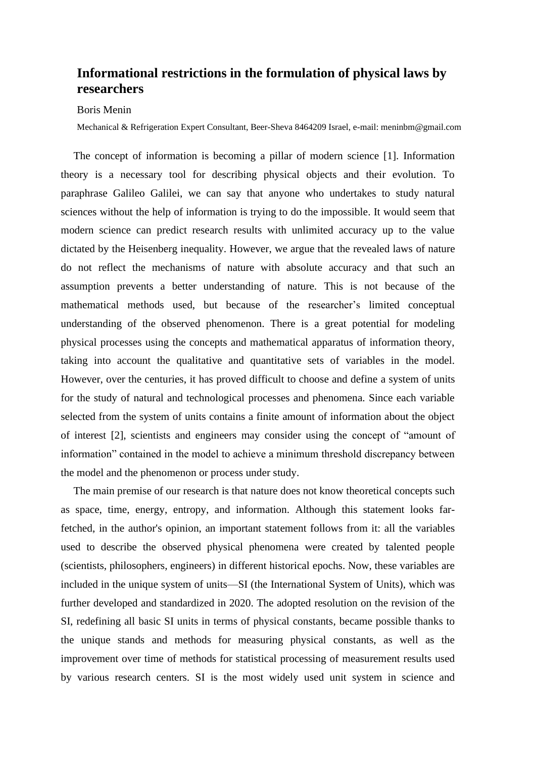# Informational restrictions in the formulation of physical laws by researchers

Boris Menin

Mechanical & Refrigeration Expert Consultant, Beer-Sheva 8464209 Israel, e-mail: meninbm@gmail.com

The concept of information is becoming a pillar of modern science [1]. Information theory is a necessary tool for describing physical objects and their evolution. To paraphrase Galileo Galilei, we can say that anyone who undertakes to study natural sciences without the help of information is trying to do the impossible. It would seem that modern science can predict research results with unlimited accuracy up to the value dictated by the Heisenberg inequality. However, we argue that the revealed laws of nature do not reflect the mechanisms of nature with absolute accuracy and that such an assumption prevents a better understanding of nature. This is not because of the mathematical methods used, but because of the researcher's limited conceptual understanding of the observed phenomenon. There is a great potential for modeling physical processes using the concepts and mathematical apparatus of information theory, taking into account the qualitative and quantitative sets of variables in the model. However, over the centuries, it has proved difficult to choose and define a system of units for the study of natural and technological processes and phenomena. Since each variable selected from the system of units contains a finite amount of information about the object of interest [2], scientists and engineers may consider using the concept of "amount of information" contained in the model to achieve a minimum threshold discrepancy between the model and the phenomenon or process under study.

The main premise of our research is that nature does not know theoretical concepts such as space, time, energy, entropy, and information. Although this statement looks far-fetched, in the author's opinion, an important statement follows from it: all the variables used to describe the observed physical phenomena were created by talented people (scientists, philosophers, engineers) in different historical epochs. Now, these variables are included in the unique system of units—SI (the International System of Units), which was further developed and standardized in 2020. The adopted resolution on the revision of the SI, redefining all basic SI units in terms of physical constants, became possible thanks to the unique stands and methods for measuring physical constants, as well as the improvement over time of methods for statistical processing of measurement results used by various research centers. SI is the most widely used unit system in science and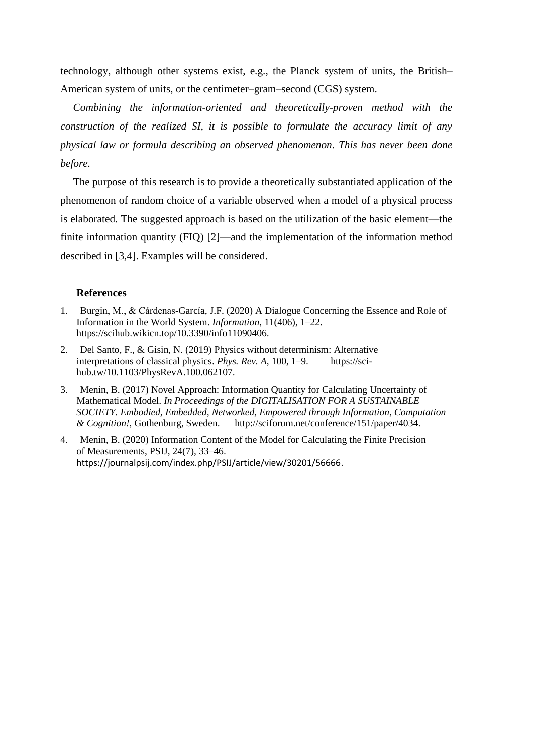technology, although other systems exist, e.g., the Planck system of units, the British–American system of units, or the centimeter–gram–second (CGS) system.

*Combining the information-oriented and theoretically-proven method with the construction of the realized SI, it is possible to formulate the accuracy limit of any physical law or formula describing an observed phenomenon. This has never been done before.*

The purpose of this research is to provide a theoretically substantiated application of the phenomenon of random choice of a variable observed when a model of a physical process is elaborated. The suggested approach is based on the utilization of the basic element—the finite information quantity (FIQ) [2]—and the implementation of the information method described in [3,4]. Examples will be considered.

**References**

1. Burgin, M., & Cárdenas-García, J.F. (2020) A Dialogue Concerning the Essence and Role of Information in the World System. *Information*, 11(406), 1–22. https://scihub.wikicn.top/10.3390/info11090406.
2. Del Santo, F., & Gisin, N. (2019) Physics without determinism: Alternative interpretations of classical physics. *Phys. Rev. A*, 100, 1–9. https://sci-hub.tw/10.1103/PhysRevA.100.062107.
3. Menin, B. (2017) Novel Approach: Information Quantity for Calculating Uncertainty of Mathematical Model. *In Proceedings of the DIGITALISATION FOR A SUSTAINABLE SOCIETY. Embodied, Embedded, Networked, Empowered through Information, Computation & Cognition!*, Gothenburg, Sweden. http://sciforum.net/conference/151/paper/4034.
4. Menin, B. (2020) Information Content of the Model for Calculating the Finite Precision of Measurements, PSIJ, 24(7), 33–46. https://journalpsij.com/index.php/PSIJ/article/view/30201/56666.